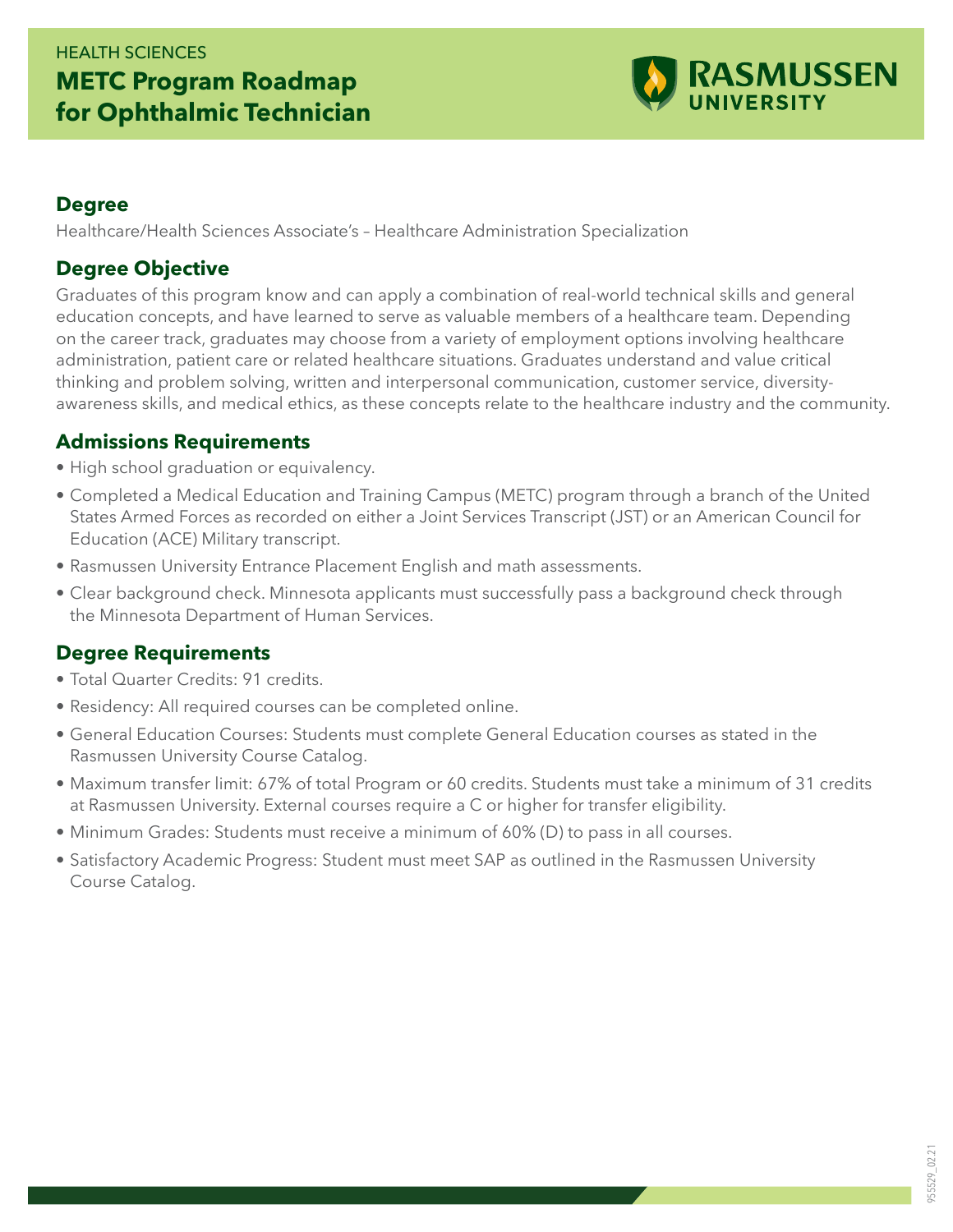HEALTH SCIENCES

# METC Program Roadmap for Ophthalmic Technician

RASMUSSEN UNIVERSITY

## Degree

Healthcare/Health Sciences Associate's – Healthcare Administration Specialization

## Degree Objective

Graduates of this program know and can apply a combination of real-world technical skills and general education concepts, and have learned to serve as valuable members of a healthcare team. Depending on the career track, graduates may choose from a variety of employment options involving healthcare administration, patient care or related healthcare situations. Graduates understand and value critical thinking and problem solving, written and interpersonal communication, customer service, diversity-awareness skills, and medical ethics, as these concepts relate to the healthcare industry and the community.

## Admissions Requirements

- High school graduation or equivalency.
- Completed a Medical Education and Training Campus (METC) program through a branch of the United States Armed Forces as recorded on either a Joint Services Transcript (JST) or an American Council for Education (ACE) Military transcript.
- Rasmussen University Entrance Placement English and math assessments.
- Clear background check. Minnesota applicants must successfully pass a background check through the Minnesota Department of Human Services.

## Degree Requirements

- Total Quarter Credits: 91 credits.
- Residency: All required courses can be completed online.
- General Education Courses: Students must complete General Education courses as stated in the Rasmussen University Course Catalog.
- Maximum transfer limit: 67% of total Program or 60 credits. Students must take a minimum of 31 credits at Rasmussen University. External courses require a C or higher for transfer eligibility.
- Minimum Grades: Students must receive a minimum of 60% (D) to pass in all courses.
- Satisfactory Academic Progress: Student must meet SAP as outlined in the Rasmussen University Course Catalog.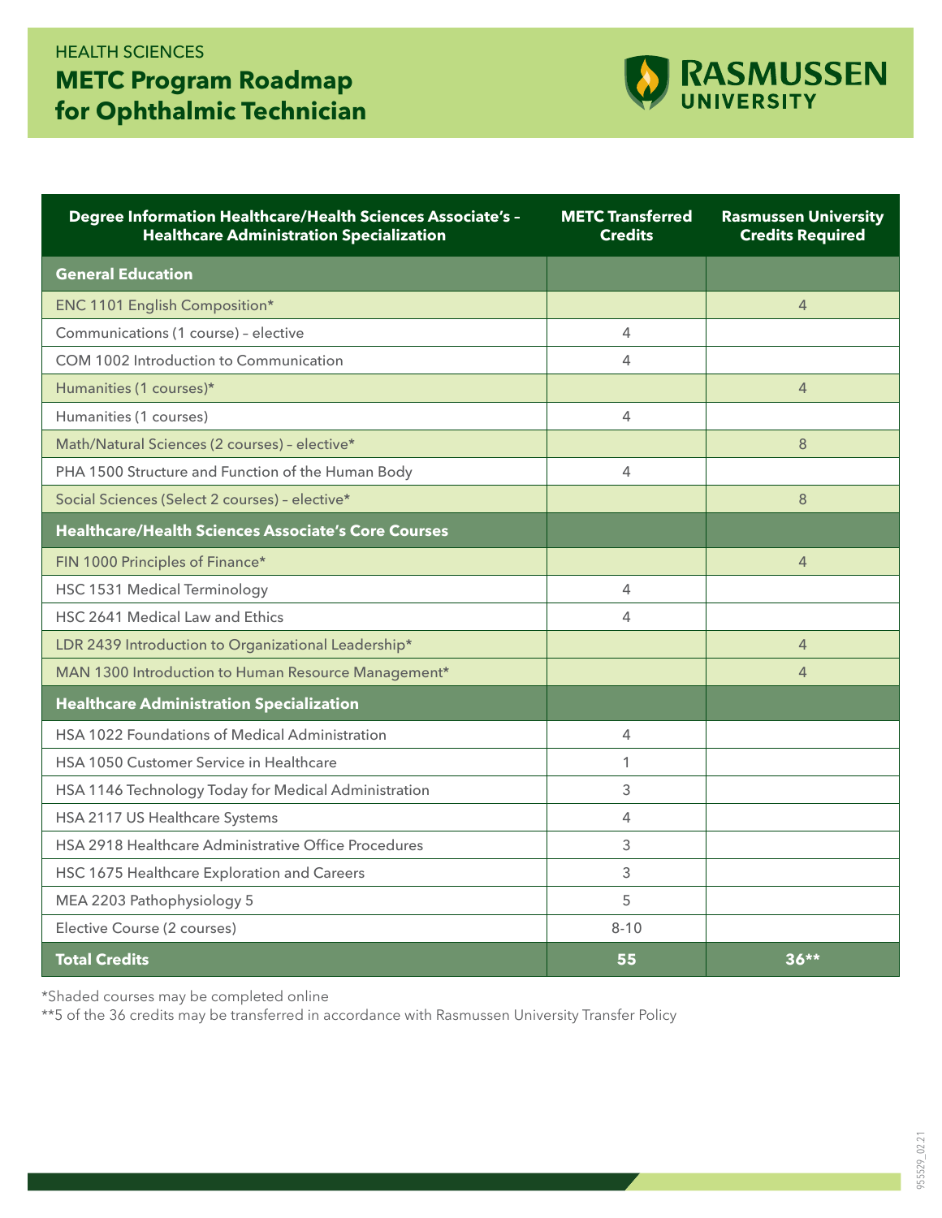HEALTH SCIENCES

# METC Program Roadmap for Ophthalmic Technician

RASMUSSEN UNIVERSITY

| Degree Information Healthcare/Health Sciences Associate's – Healthcare Administration Specialization | METC Transferred Credits | Rasmussen University Credits Required |
|---|---|---|
| **General Education** | | |
| ENC 1101 English Composition* | | 4 |
| Communications (1 course) – elective | 4 | |
| COM 1002 Introduction to Communication | 4 | |
| Humanities (1 courses)* | | 4 |
| Humanities (1 courses) | 4 | |
| Math/Natural Sciences (2 courses) – elective* | | 8 |
| PHA 1500 Structure and Function of the Human Body | 4 | |
| Social Sciences (Select 2 courses) – elective* | | 8 |
| **Healthcare/Health Sciences Associate's Core Courses** | | |
| FIN 1000 Principles of Finance* | | 4 |
| HSC 1531 Medical Terminology | 4 | |
| HSC 2641 Medical Law and Ethics | 4 | |
| LDR 2439 Introduction to Organizational Leadership* | | 4 |
| MAN 1300 Introduction to Human Resource Management* | | 4 |
| **Healthcare Administration Specialization** | | |
| HSA 1022 Foundations of Medical Administration | 4 | |
| HSA 1050 Customer Service in Healthcare | 1 | |
| HSA 1146 Technology Today for Medical Administration | 3 | |
| HSA 2117 US Healthcare Systems | 4 | |
| HSA 2918 Healthcare Administrative Office Procedures | 3 | |
| HSC 1675 Healthcare Exploration and Careers | 3 | |
| MEA 2203 Pathophysiology 5 | 5 | |
| Elective Course (2 courses) | 8-10 | |
| **Total Credits** | **55** | **36**** |

*Shaded courses may be completed online

**5 of the 36 credits may be transferred in accordance with Rasmussen University Transfer Policy

955529_02.21